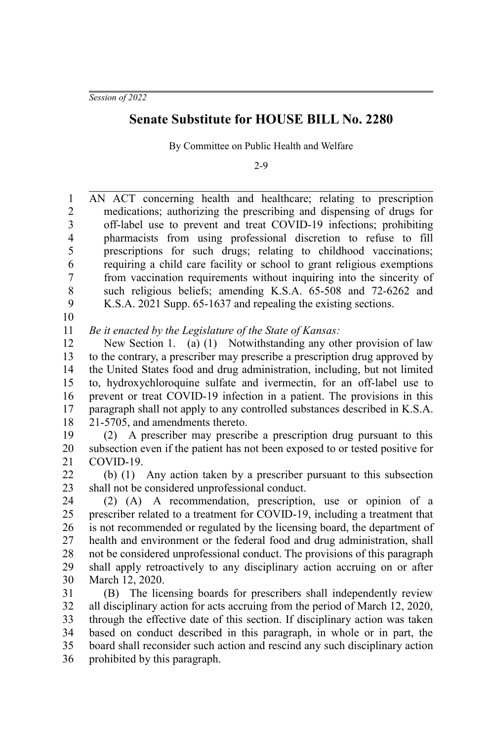*Session of 2022*

# Senate Substitute for HOUSE BILL No. 2280

By Committee on Public Health and Welfare

2-9

AN ACT concerning health and healthcare; relating to prescription medications; authorizing the prescribing and dispensing of drugs for off-label use to prevent and treat COVID-19 infections; prohibiting pharmacists from using professional discretion to refuse to fill prescriptions for such drugs; relating to childhood vaccinations; requiring a child care facility or school to grant religious exemptions from vaccination requirements without inquiring into the sincerity of such religious beliefs; amending K.S.A. 65-508 and 72-6262 and K.S.A. 2021 Supp. 65-1637 and repealing the existing sections.

*Be it enacted by the Legislature of the State of Kansas:*

New Section 1. (a) (1) Notwithstanding any other provision of law to the contrary, a prescriber may prescribe a prescription drug approved by the United States food and drug administration, including, but not limited to, hydroxychloroquine sulfate and ivermectin, for an off-label use to prevent or treat COVID-19 infection in a patient. The provisions in this paragraph shall not apply to any controlled substances described in K.S.A. 21-5705, and amendments thereto.

(2) A prescriber may prescribe a prescription drug pursuant to this subsection even if the patient has not been exposed to or tested positive for COVID-19.

(b) (1) Any action taken by a prescriber pursuant to this subsection shall not be considered unprofessional conduct.

(2) (A) A recommendation, prescription, use or opinion of a prescriber related to a treatment for COVID-19, including a treatment that is not recommended or regulated by the licensing board, the department of health and environment or the federal food and drug administration, shall not be considered unprofessional conduct. The provisions of this paragraph shall apply retroactively to any disciplinary action accruing on or after March 12, 2020.

(B) The licensing boards for prescribers shall independently review all disciplinary action for acts accruing from the period of March 12, 2020, through the effective date of this section. If disciplinary action was taken based on conduct described in this paragraph, in whole or in part, the board shall reconsider such action and rescind any such disciplinary action prohibited by this paragraph.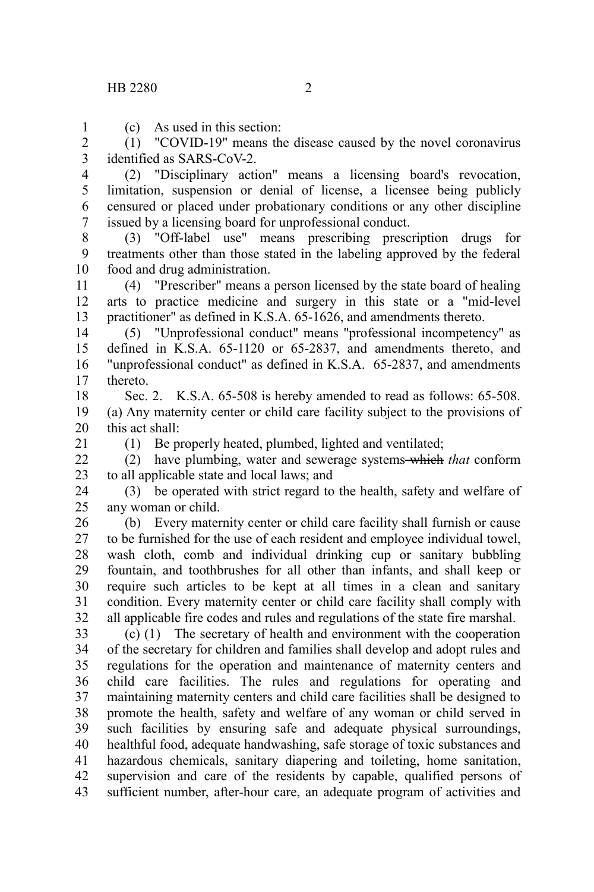(c) As used in this section:

(1) "COVID-19" means the disease caused by the novel coronavirus identified as SARS-CoV-2.

(2) "Disciplinary action" means a licensing board's revocation, limitation, suspension or denial of license, a licensee being publicly censured or placed under probationary conditions or any other discipline issued by a licensing board for unprofessional conduct.

(3) "Off-label use" means prescribing prescription drugs for treatments other than those stated in the labeling approved by the federal food and drug administration.

(4) "Prescriber" means a person licensed by the state board of healing arts to practice medicine and surgery in this state or a "mid-level practitioner" as defined in K.S.A. 65-1626, and amendments thereto.

(5) "Unprofessional conduct" means "professional incompetency" as defined in K.S.A. 65-1120 or 65-2837, and amendments thereto, and "unprofessional conduct" as defined in K.S.A. 65-2837, and amendments thereto.

Sec. 2. K.S.A. 65-508 is hereby amended to read as follows: 65-508. (a) Any maternity center or child care facility subject to the provisions of this act shall:

(1) Be properly heated, plumbed, lighted and ventilated;

(2) have plumbing, water and sewerage systems ~~which~~ *that* conform to all applicable state and local laws; and

(3) be operated with strict regard to the health, safety and welfare of any woman or child.

(b) Every maternity center or child care facility shall furnish or cause to be furnished for the use of each resident and employee individual towel, wash cloth, comb and individual drinking cup or sanitary bubbling fountain, and toothbrushes for all other than infants, and shall keep or require such articles to be kept at all times in a clean and sanitary condition. Every maternity center or child care facility shall comply with all applicable fire codes and rules and regulations of the state fire marshal.

(c) (1) The secretary of health and environment with the cooperation of the secretary for children and families shall develop and adopt rules and regulations for the operation and maintenance of maternity centers and child care facilities. The rules and regulations for operating and maintaining maternity centers and child care facilities shall be designed to promote the health, safety and welfare of any woman or child served in such facilities by ensuring safe and adequate physical surroundings, healthful food, adequate handwashing, safe storage of toxic substances and hazardous chemicals, sanitary diapering and toileting, home sanitation, supervision and care of the residents by capable, qualified persons of sufficient number, after-hour care, an adequate program of activities and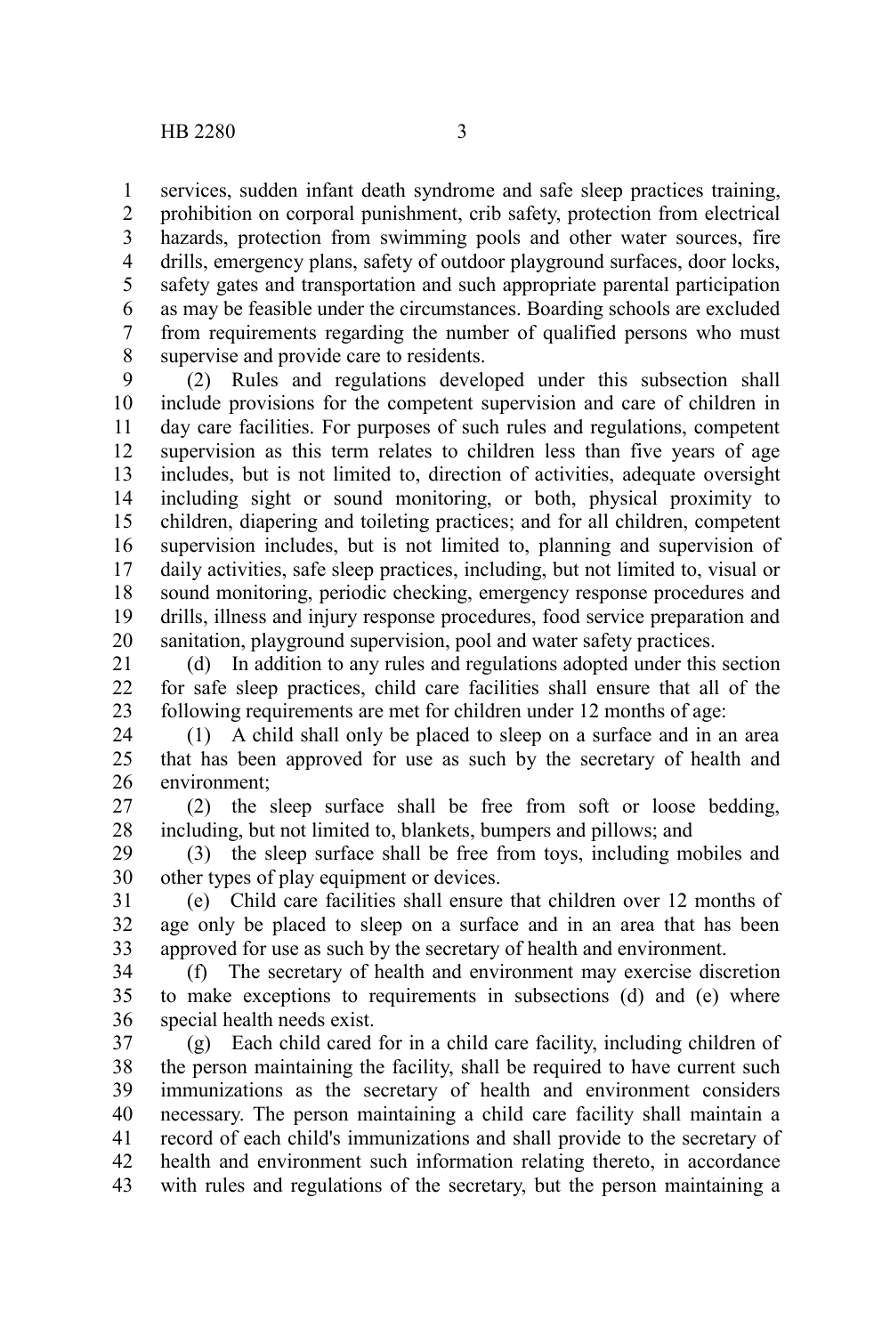services, sudden infant death syndrome and safe sleep practices training, prohibition on corporal punishment, crib safety, protection from electrical hazards, protection from swimming pools and other water sources, fire drills, emergency plans, safety of outdoor playground surfaces, door locks, safety gates and transportation and such appropriate parental participation as may be feasible under the circumstances. Boarding schools are excluded from requirements regarding the number of qualified persons who must supervise and provide care to residents.

(2) Rules and regulations developed under this subsection shall include provisions for the competent supervision and care of children in day care facilities. For purposes of such rules and regulations, competent supervision as this term relates to children less than five years of age includes, but is not limited to, direction of activities, adequate oversight including sight or sound monitoring, or both, physical proximity to children, diapering and toileting practices; and for all children, competent supervision includes, but is not limited to, planning and supervision of daily activities, safe sleep practices, including, but not limited to, visual or sound monitoring, periodic checking, emergency response procedures and drills, illness and injury response procedures, food service preparation and sanitation, playground supervision, pool and water safety practices.

(d) In addition to any rules and regulations adopted under this section for safe sleep practices, child care facilities shall ensure that all of the following requirements are met for children under 12 months of age:

(1) A child shall only be placed to sleep on a surface and in an area that has been approved for use as such by the secretary of health and environment;

(2) the sleep surface shall be free from soft or loose bedding, including, but not limited to, blankets, bumpers and pillows; and

(3) the sleep surface shall be free from toys, including mobiles and other types of play equipment or devices.

(e) Child care facilities shall ensure that children over 12 months of age only be placed to sleep on a surface and in an area that has been approved for use as such by the secretary of health and environment.

(f) The secretary of health and environment may exercise discretion to make exceptions to requirements in subsections (d) and (e) where special health needs exist.

(g) Each child cared for in a child care facility, including children of the person maintaining the facility, shall be required to have current such immunizations as the secretary of health and environment considers necessary. The person maintaining a child care facility shall maintain a record of each child's immunizations and shall provide to the secretary of health and environment such information relating thereto, in accordance with rules and regulations of the secretary, but the person maintaining a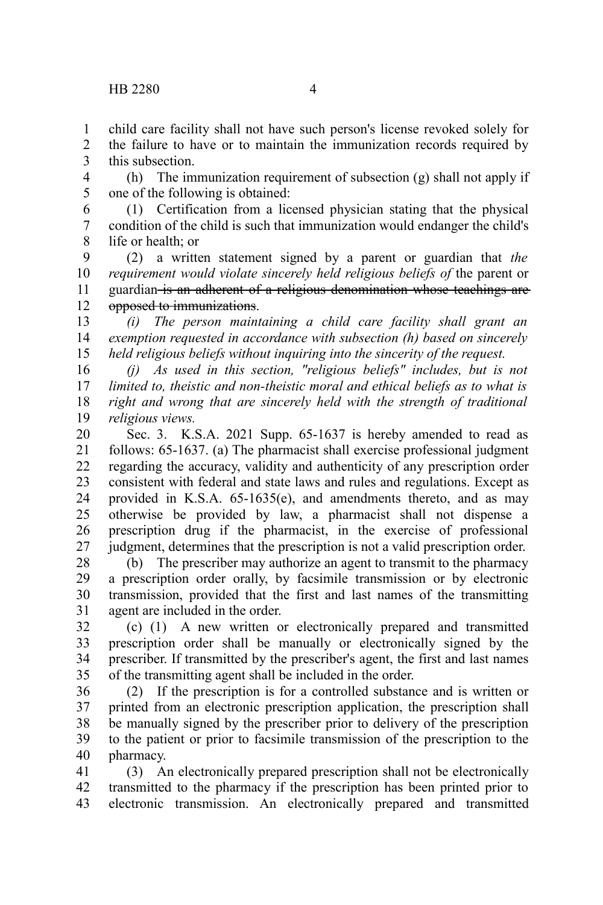child care facility shall not have such person's license revoked solely for the failure to have or to maintain the immunization records required by this subsection.

(h) The immunization requirement of subsection (g) shall not apply if one of the following is obtained:

(1) Certification from a licensed physician stating that the physical condition of the child is such that immunization would endanger the child's life or health; or

(2) a written statement signed by a parent or guardian that *the requirement would violate sincerely held religious beliefs of* the parent or guardian ~~is an adherent of a religious denomination whose teachings are opposed to immunizations~~.

*(i) The person maintaining a child care facility shall grant an exemption requested in accordance with subsection (h) based on sincerely held religious beliefs without inquiring into the sincerity of the request.*

*(j) As used in this section, "religious beliefs" includes, but is not limited to, theistic and non-theistic moral and ethical beliefs as to what is right and wrong that are sincerely held with the strength of traditional religious views.*

Sec. 3. K.S.A. 2021 Supp. 65-1637 is hereby amended to read as follows: 65-1637. (a) The pharmacist shall exercise professional judgment regarding the accuracy, validity and authenticity of any prescription order consistent with federal and state laws and rules and regulations. Except as provided in K.S.A. 65-1635(e), and amendments thereto, and as may otherwise be provided by law, a pharmacist shall not dispense a prescription drug if the pharmacist, in the exercise of professional judgment, determines that the prescription is not a valid prescription order.

(b) The prescriber may authorize an agent to transmit to the pharmacy a prescription order orally, by facsimile transmission or by electronic transmission, provided that the first and last names of the transmitting agent are included in the order.

(c) (1) A new written or electronically prepared and transmitted prescription order shall be manually or electronically signed by the prescriber. If transmitted by the prescriber's agent, the first and last names of the transmitting agent shall be included in the order.

(2) If the prescription is for a controlled substance and is written or printed from an electronic prescription application, the prescription shall be manually signed by the prescriber prior to delivery of the prescription to the patient or prior to facsimile transmission of the prescription to the pharmacy.

(3) An electronically prepared prescription shall not be electronically transmitted to the pharmacy if the prescription has been printed prior to electronic transmission. An electronically prepared and transmitted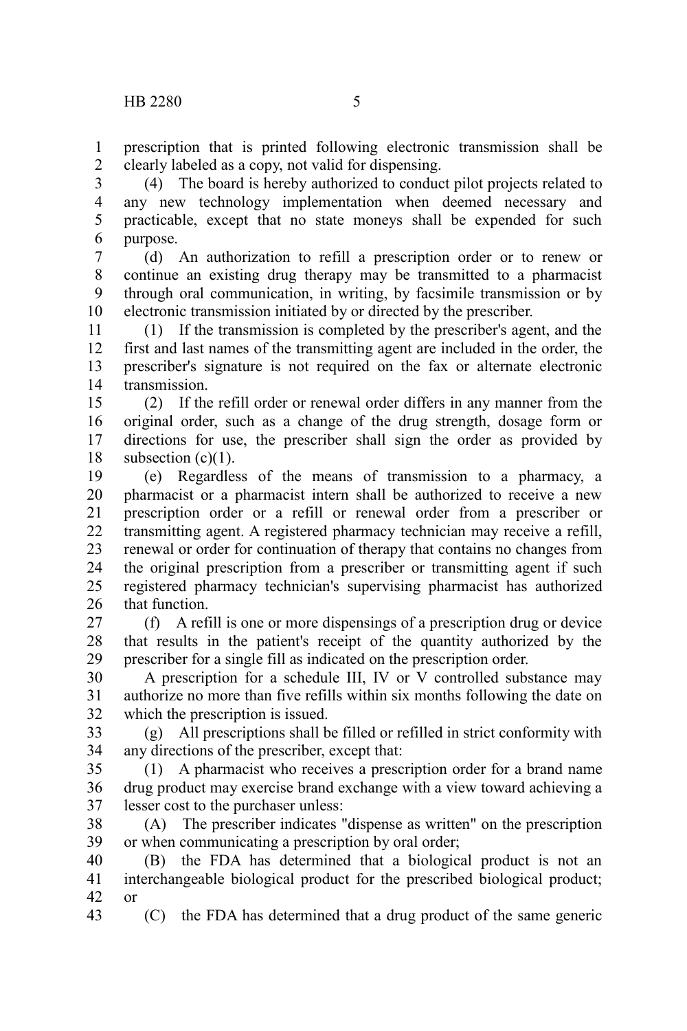prescription that is printed following electronic transmission shall be clearly labeled as a copy, not valid for dispensing.

(4) The board is hereby authorized to conduct pilot projects related to any new technology implementation when deemed necessary and practicable, except that no state moneys shall be expended for such purpose.

(d) An authorization to refill a prescription order or to renew or continue an existing drug therapy may be transmitted to a pharmacist through oral communication, in writing, by facsimile transmission or by electronic transmission initiated by or directed by the prescriber.

(1) If the transmission is completed by the prescriber's agent, and the first and last names of the transmitting agent are included in the order, the prescriber's signature is not required on the fax or alternate electronic transmission.

(2) If the refill order or renewal order differs in any manner from the original order, such as a change of the drug strength, dosage form or directions for use, the prescriber shall sign the order as provided by subsection (c)(1).

(e) Regardless of the means of transmission to a pharmacy, a pharmacist or a pharmacist intern shall be authorized to receive a new prescription order or a refill or renewal order from a prescriber or transmitting agent. A registered pharmacy technician may receive a refill, renewal or order for continuation of therapy that contains no changes from the original prescription from a prescriber or transmitting agent if such registered pharmacy technician's supervising pharmacist has authorized that function.

(f) A refill is one or more dispensings of a prescription drug or device that results in the patient's receipt of the quantity authorized by the prescriber for a single fill as indicated on the prescription order.

A prescription for a schedule III, IV or V controlled substance may authorize no more than five refills within six months following the date on which the prescription is issued.

(g) All prescriptions shall be filled or refilled in strict conformity with any directions of the prescriber, except that:

(1) A pharmacist who receives a prescription order for a brand name drug product may exercise brand exchange with a view toward achieving a lesser cost to the purchaser unless:

(A) The prescriber indicates "dispense as written" on the prescription or when communicating a prescription by oral order;

(B) the FDA has determined that a biological product is not an interchangeable biological product for the prescribed biological product; or

(C) the FDA has determined that a drug product of the same generic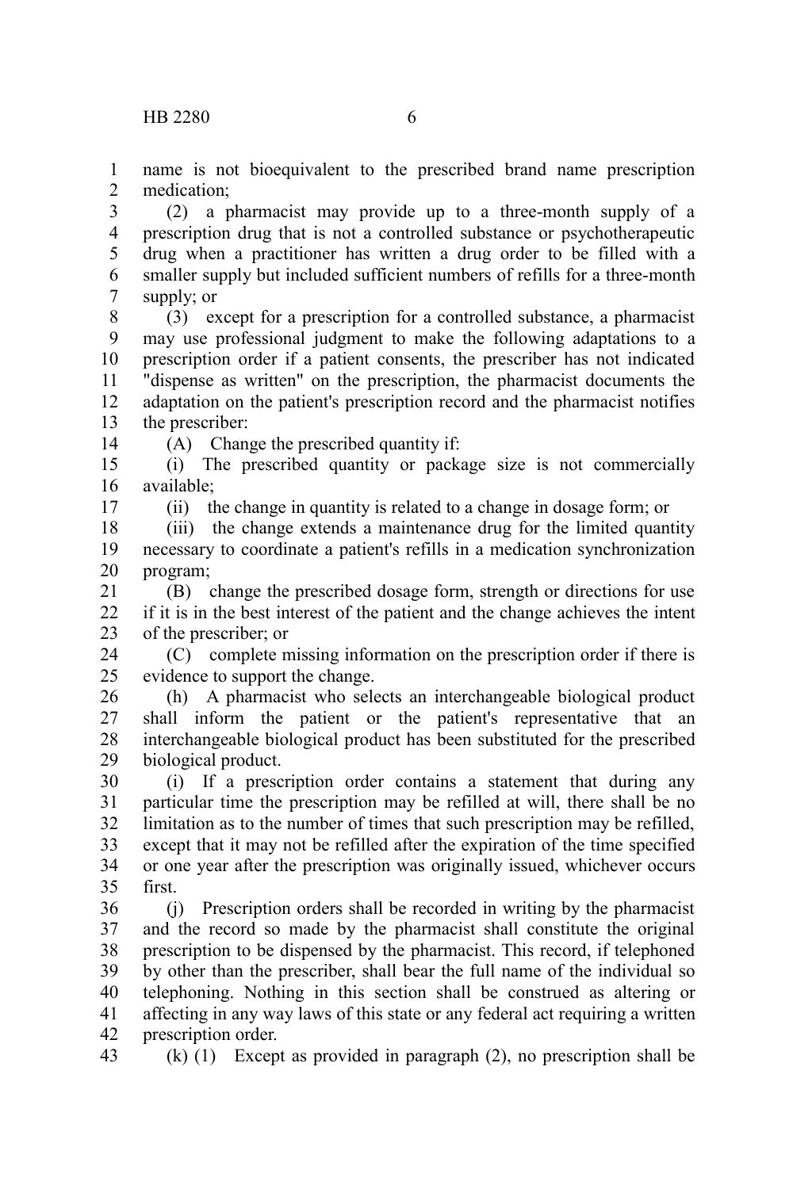name is not bioequivalent to the prescribed brand name prescription medication;

(2) a pharmacist may provide up to a three-month supply of a prescription drug that is not a controlled substance or psychotherapeutic drug when a practitioner has written a drug order to be filled with a smaller supply but included sufficient numbers of refills for a three-month supply; or

(3) except for a prescription for a controlled substance, a pharmacist may use professional judgment to make the following adaptations to a prescription order if a patient consents, the prescriber has not indicated "dispense as written" on the prescription, the pharmacist documents the adaptation on the patient's prescription record and the pharmacist notifies the prescriber:

(A) Change the prescribed quantity if:

(i) The prescribed quantity or package size is not commercially available;

(ii) the change in quantity is related to a change in dosage form; or

(iii) the change extends a maintenance drug for the limited quantity necessary to coordinate a patient's refills in a medication synchronization program;

(B) change the prescribed dosage form, strength or directions for use if it is in the best interest of the patient and the change achieves the intent of the prescriber; or

(C) complete missing information on the prescription order if there is evidence to support the change.

(h) A pharmacist who selects an interchangeable biological product shall inform the patient or the patient's representative that an interchangeable biological product has been substituted for the prescribed biological product.

(i) If a prescription order contains a statement that during any particular time the prescription may be refilled at will, there shall be no limitation as to the number of times that such prescription may be refilled, except that it may not be refilled after the expiration of the time specified or one year after the prescription was originally issued, whichever occurs first.

(j) Prescription orders shall be recorded in writing by the pharmacist and the record so made by the pharmacist shall constitute the original prescription to be dispensed by the pharmacist. This record, if telephoned by other than the prescriber, shall bear the full name of the individual so telephoning. Nothing in this section shall be construed as altering or affecting in any way laws of this state or any federal act requiring a written prescription order.

(k) (1) Except as provided in paragraph (2), no prescription shall be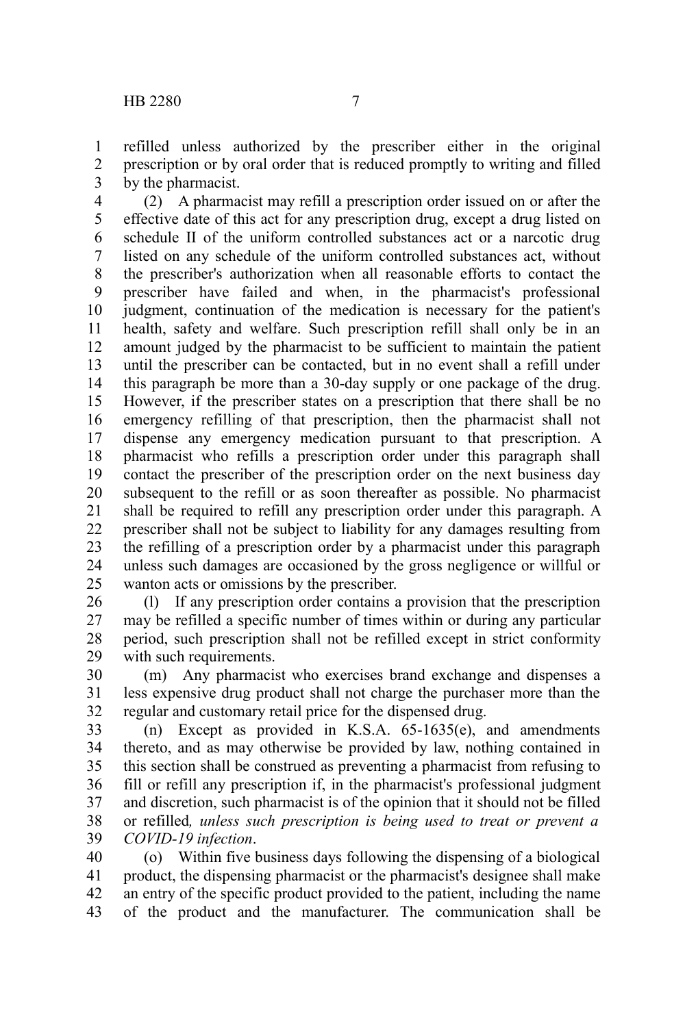refilled unless authorized by the prescriber either in the original prescription or by oral order that is reduced promptly to writing and filled by the pharmacist.

(2) A pharmacist may refill a prescription order issued on or after the effective date of this act for any prescription drug, except a drug listed on schedule II of the uniform controlled substances act or a narcotic drug listed on any schedule of the uniform controlled substances act, without the prescriber's authorization when all reasonable efforts to contact the prescriber have failed and when, in the pharmacist's professional judgment, continuation of the medication is necessary for the patient's health, safety and welfare. Such prescription refill shall only be in an amount judged by the pharmacist to be sufficient to maintain the patient until the prescriber can be contacted, but in no event shall a refill under this paragraph be more than a 30-day supply or one package of the drug. However, if the prescriber states on a prescription that there shall be no emergency refilling of that prescription, then the pharmacist shall not dispense any emergency medication pursuant to that prescription. A pharmacist who refills a prescription order under this paragraph shall contact the prescriber of the prescription order on the next business day subsequent to the refill or as soon thereafter as possible. No pharmacist shall be required to refill any prescription order under this paragraph. A prescriber shall not be subject to liability for any damages resulting from the refilling of a prescription order by a pharmacist under this paragraph unless such damages are occasioned by the gross negligence or willful or wanton acts or omissions by the prescriber.

(l) If any prescription order contains a provision that the prescription may be refilled a specific number of times within or during any particular period, such prescription shall not be refilled except in strict conformity with such requirements.

(m) Any pharmacist who exercises brand exchange and dispenses a less expensive drug product shall not charge the purchaser more than the regular and customary retail price for the dispensed drug.

(n) Except as provided in K.S.A. 65-1635(e), and amendments thereto, and as may otherwise be provided by law, nothing contained in this section shall be construed as preventing a pharmacist from refusing to fill or refill any prescription if, in the pharmacist's professional judgment and discretion, such pharmacist is of the opinion that it should not be filled or refilled*, unless such prescription is being used to treat or prevent a COVID-19 infection*.

(o) Within five business days following the dispensing of a biological product, the dispensing pharmacist or the pharmacist's designee shall make an entry of the specific product provided to the patient, including the name of the product and the manufacturer. The communication shall be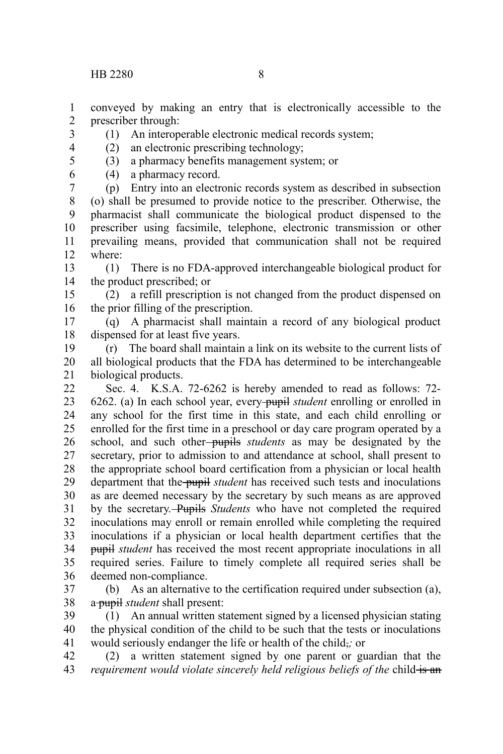conveyed by making an entry that is electronically accessible to the prescriber through:

(1) An interoperable electronic medical records system;

(2) an electronic prescribing technology;

(3) a pharmacy benefits management system; or

(4) a pharmacy record.

(p) Entry into an electronic records system as described in subsection (o) shall be presumed to provide notice to the prescriber. Otherwise, the pharmacist shall communicate the biological product dispensed to the prescriber using facsimile, telephone, electronic transmission or other prevailing means, provided that communication shall not be required where:

(1) There is no FDA-approved interchangeable biological product for the product prescribed; or

(2) a refill prescription is not changed from the product dispensed on the prior filling of the prescription.

(q) A pharmacist shall maintain a record of any biological product dispensed for at least five years.

(r) The board shall maintain a link on its website to the current lists of all biological products that the FDA has determined to be interchangeable biological products.

Sec. 4. K.S.A. 72-6262 is hereby amended to read as follows: 72-6262. (a) In each school year, every ~~pupil~~ *student* enrolling or enrolled in any school for the first time in this state, and each child enrolling or enrolled for the first time in a preschool or day care program operated by a school, and such other ~~pupils~~ *students* as may be designated by the secretary, prior to admission to and attendance at school, shall present to the appropriate school board certification from a physician or local health department that the ~~pupil~~ *student* has received such tests and inoculations as are deemed necessary by the secretary by such means as are approved by the secretary. ~~Pupils~~ *Students* who have not completed the required inoculations may enroll or remain enrolled while completing the required inoculations if a physician or local health department certifies that the ~~pupil~~ *student* has received the most recent appropriate inoculations in all required series. Failure to timely complete all required series shall be deemed non-compliance.

(b) As an alternative to the certification required under subsection (a), a ~~pupil~~ *student* shall present:

(1) An annual written statement signed by a licensed physician stating the physical condition of the child to be such that the tests or inoculations would seriously endanger the life or health of the child~~,~~*;* or

(2) a written statement signed by one parent or guardian that the *requirement would violate sincerely held religious beliefs of the* child ~~is an~~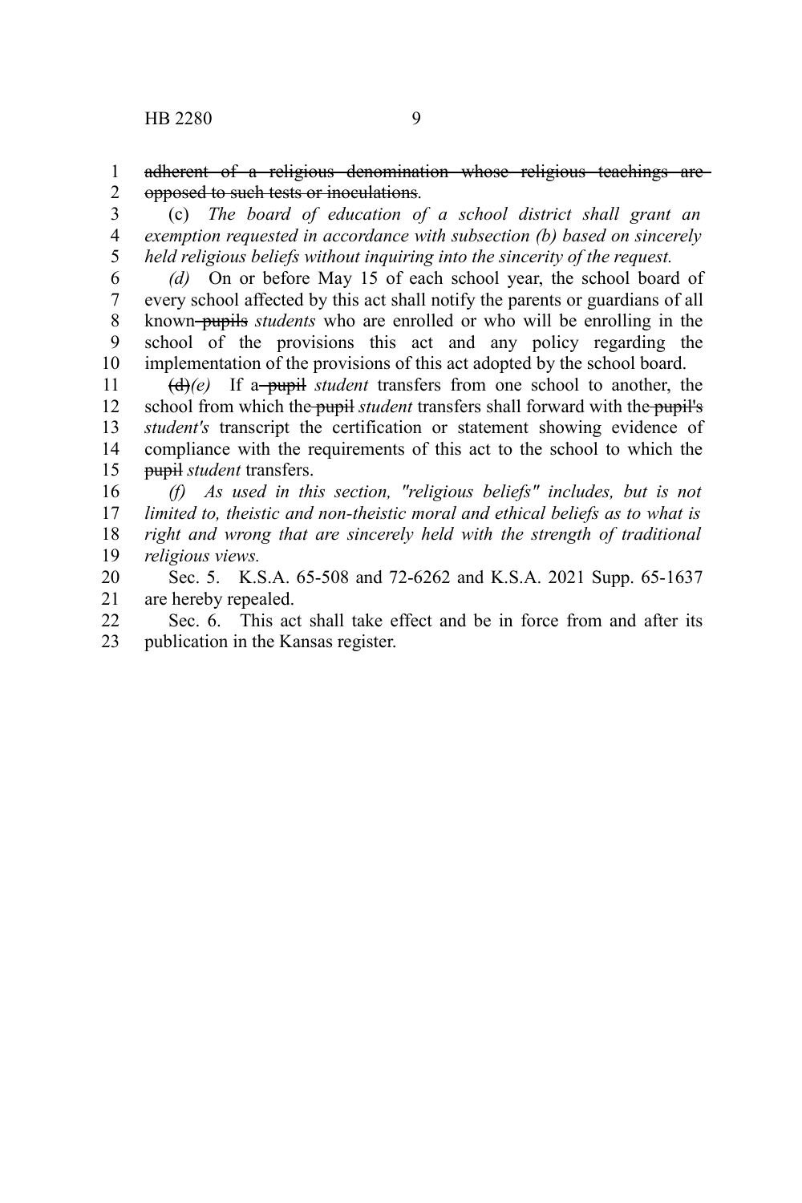~~adherent of a religious denomination whose religious teachings are opposed to such tests or inoculations~~.

(c) *The board of education of a school district shall grant an exemption requested in accordance with subsection (b) based on sincerely held religious beliefs without inquiring into the sincerity of the request.*

*(d)* On or before May 15 of each school year, the school board of every school affected by this act shall notify the parents or guardians of all known ~~pupils~~ *students* who are enrolled or who will be enrolling in the school of the provisions this act and any policy regarding the implementation of the provisions of this act adopted by the school board.

~~(d)~~*(e)* If a ~~pupil~~ *student* transfers from one school to another, the school from which the ~~pupil~~ *student* transfers shall forward with the ~~pupil's~~ *student's* transcript the certification or statement showing evidence of compliance with the requirements of this act to the school to which the ~~pupil~~ *student* transfers.

*(f) As used in this section, "religious beliefs" includes, but is not limited to, theistic and non-theistic moral and ethical beliefs as to what is right and wrong that are sincerely held with the strength of traditional religious views.*

Sec. 5. K.S.A. 65-508 and 72-6262 and K.S.A. 2021 Supp. 65-1637 are hereby repealed.

Sec. 6. This act shall take effect and be in force from and after its publication in the Kansas register.